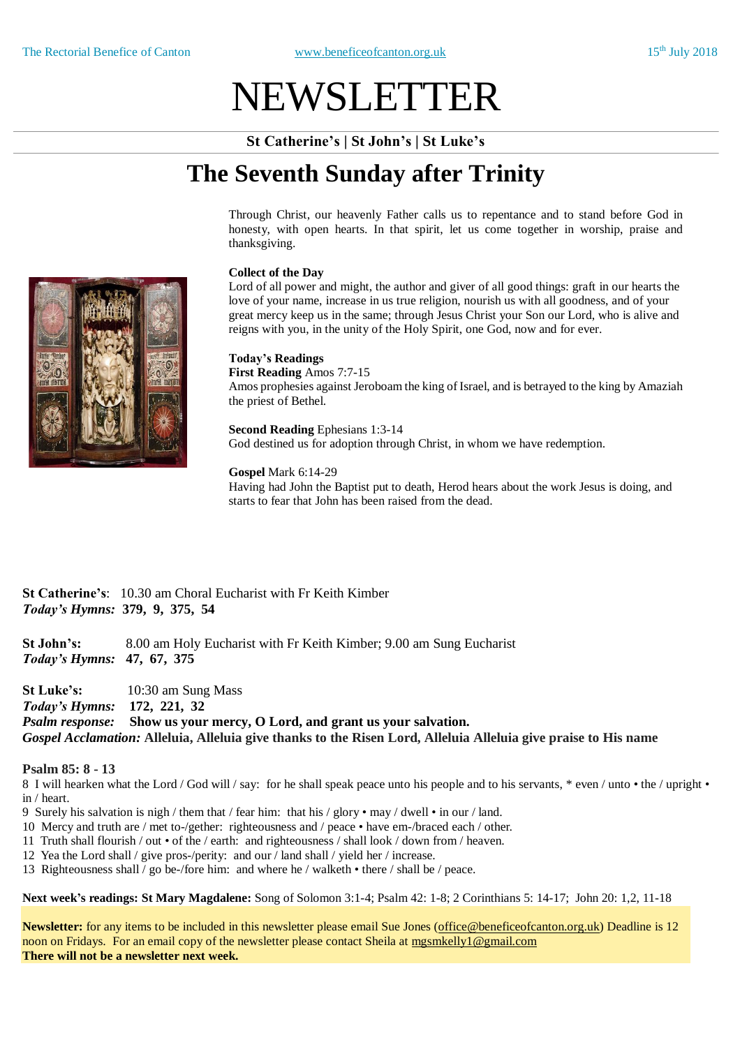The Rectorial Benefice of Canton www.beneficeofcanton.org.uk 15th July 2018

# NEWSLETTER

**St Catherine's | St John's | St Luke's**

## The Seventh Sunday after Trinity

Through Christ, our heavenly Father calls us to repentance and to stand before God in honesty, with open hearts. In that spirit, let us come together in worship, praise and thanksgiving.

**Collect of the Day**
Lord of all power and might, the author and giver of all good things: graft in our hearts the love of your name, increase in us true religion, nourish us with all goodness, and of your great mercy keep us in the same; through Jesus Christ your Son our Lord, who is alive and reigns with you, in the unity of the Holy Spirit, one God, now and for ever.

**Today's Readings**
**First Reading** Amos 7:7-15
Amos prophesies against Jeroboam the king of Israel, and is betrayed to the king by Amaziah the priest of Bethel.

**Second Reading** Ephesians 1:3-14
God destined us for adoption through Christ, in whom we have redemption.

**Gospel** Mark 6:14-29
Having had John the Baptist put to death, Herod hears about the work Jesus is doing, and starts to fear that John has been raised from the dead.

**St Catherine's**: 10.30 am Choral Eucharist with Fr Keith Kimber
***Today's Hymns:*** **379, 9, 375, 54**

**St John's:** 8.00 am Holy Eucharist with Fr Keith Kimber; 9.00 am Sung Eucharist
***Today's Hymns:*** **47, 67, 375**

**St Luke's:** 10:30 am Sung Mass
***Today's Hymns:*** **172, 221, 32**
***Psalm response:*** **Show us your mercy, O Lord, and grant us your salvation.**
***Gospel Acclamation:*** **Alleluia, Alleluia give thanks to the Risen Lord, Alleluia Alleluia give praise to His name**

**Psalm 85: 8 - 13**

8 I will hearken what the Lord / God will / say: for he shall speak peace unto his people and to his servants, * even / unto • the / upright • in / heart.
9 Surely his salvation is nigh / them that / fear him: that his / glory • may / dwell • in our / land.
10 Mercy and truth are / met to-/gether: righteousness and / peace • have em-/braced each / other.
11 Truth shall flourish / out • of the / earth: and righteousness / shall look / down from / heaven.
12 Yea the Lord shall / give pros-/perity: and our / land shall / yield her / increase.
13 Righteousness shall / go be-/fore him: and where he / walketh • there / shall be / peace.

**Next week's readings: St Mary Magdalene:** Song of Solomon 3:1-4; Psalm 42: 1-8; 2 Corinthians 5: 14-17; John 20: 1,2, 11-18

**Newsletter:** for any items to be included in this newsletter please email Sue Jones (office@beneficeofcanton.org.uk) Deadline is 12 noon on Fridays. For an email copy of the newsletter please contact Sheila at mgsmkelly1@gmail.com
**There will not be a newsletter next week.**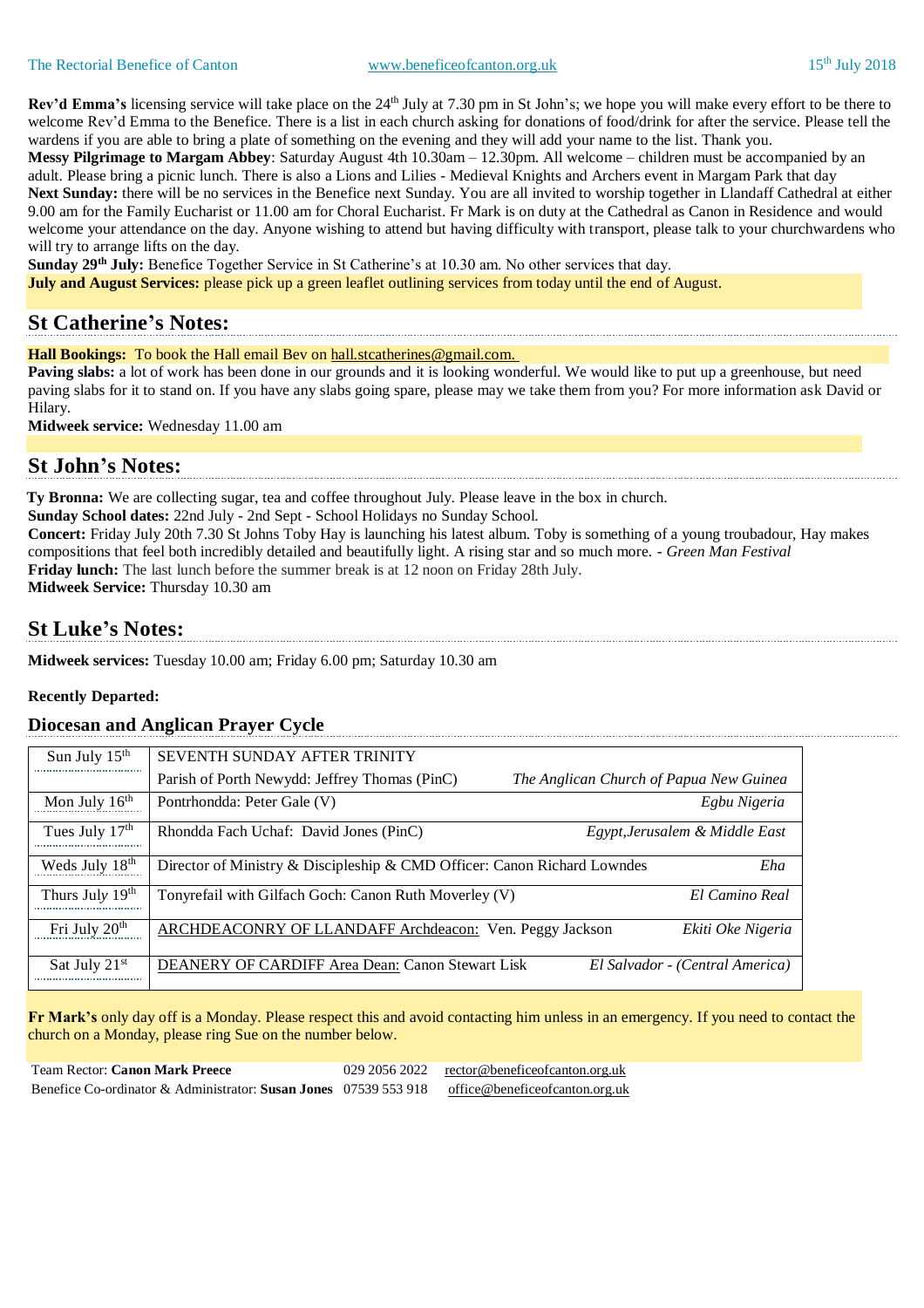**Rev'd Emma's** licensing service will take place on the 24th July at 7.30 pm in St John's; we hope you will make every effort to be there to welcome Rev'd Emma to the Benefice. There is a list in each church asking for donations of food/drink for after the service. Please tell the wardens if you are able to bring a plate of something on the evening and they will add your name to the list. Thank you.

**Messy Pilgrimage to Margam Abbey**: Saturday August 4th 10.30am – 12.30pm. All welcome – children must be accompanied by an adult. Please bring a picnic lunch. There is also a Lions and Lilies - Medieval Knights and Archers event in Margam Park that day

**Next Sunday:** there will be no services in the Benefice next Sunday. You are all invited to worship together in Llandaff Cathedral at either 9.00 am for the Family Eucharist or 11.00 am for Choral Eucharist. Fr Mark is on duty at the Cathedral as Canon in Residence and would welcome your attendance on the day. Anyone wishing to attend but having difficulty with transport, please talk to your churchwardens who will try to arrange lifts on the day.

**Sunday 29th July:** Benefice Together Service in St Catherine's at 10.30 am. No other services that day.

**July and August Services:** please pick up a green leaflet outlining services from today until the end of August.

## St Catherine's Notes:

**Hall Bookings:** To book the Hall email Bev on hall.stcatherines@gmail.com.

**Paving slabs:** a lot of work has been done in our grounds and it is looking wonderful. We would like to put up a greenhouse, but need paving slabs for it to stand on. If you have any slabs going spare, please may we take them from you? For more information ask David or Hilary.

**Midweek service:** Wednesday 11.00 am

## St John's Notes:

**Ty Bronna:** We are collecting sugar, tea and coffee throughout July. Please leave in the box in church.

**Sunday School dates:** 22nd July - 2nd Sept - School Holidays no Sunday School.

**Concert:** Friday July 20th 7.30 St Johns Toby Hay is launching his latest album. Toby is something of a young troubadour, Hay makes compositions that feel both incredibly detailed and beautifully light. A rising star and so much more. - *Green Man Festival*

**Friday lunch:** The last lunch before the summer break is at 12 noon on Friday 28th July.

**Midweek Service:** Thursday 10.30 am

## St Luke's Notes:

**Midweek services:** Tuesday 10.00 am; Friday 6.00 pm; Saturday 10.30 am

**Recently Departed:**

### Diocesan and Anglican Prayer Cycle

| | | |
|---|---|---|
| Sun July 15th | SEVENTH SUNDAY AFTER TRINITY | |
| | Parish of Porth Newydd: Jeffrey Thomas (PinC) | *The Anglican Church of Papua New Guinea* |
| Mon July 16th | Pontrhondda: Peter Gale (V) | *Egbu Nigeria* |
| Tues July 17th | Rhondda Fach Uchaf: David Jones (PinC) | *Egypt,Jerusalem & Middle East* |
| Weds July 18th | Director of Ministry & Discipleship & CMD Officer: Canon Richard Lowndes | *Eha* |
| Thurs July 19th | Tonyrefail with Gilfach Goch: Canon Ruth Moverley (V) | *El Camino Real* |
| Fri July 20th | ARCHDEACONRY OF LLANDAFF Archdeacon: Ven. Peggy Jackson | *Ekiti Oke Nigeria* |
| Sat July 21st | DEANERY OF CARDIFF Area Dean: Canon Stewart Lisk | *El Salvador - (Central America)* |

**Fr Mark's** only day off is a Monday. Please respect this and avoid contacting him unless in an emergency. If you need to contact the church on a Monday, please ring Sue on the number below.

| | | |
|---|---|---|
| Team Rector: **Canon Mark Preece** | 029 2056 2022 | rector@beneficeofcanton.org.uk |
| Benefice Co-ordinator & Administrator: **Susan Jones** | 07539 553 918 | office@beneficeofcanton.org.uk |